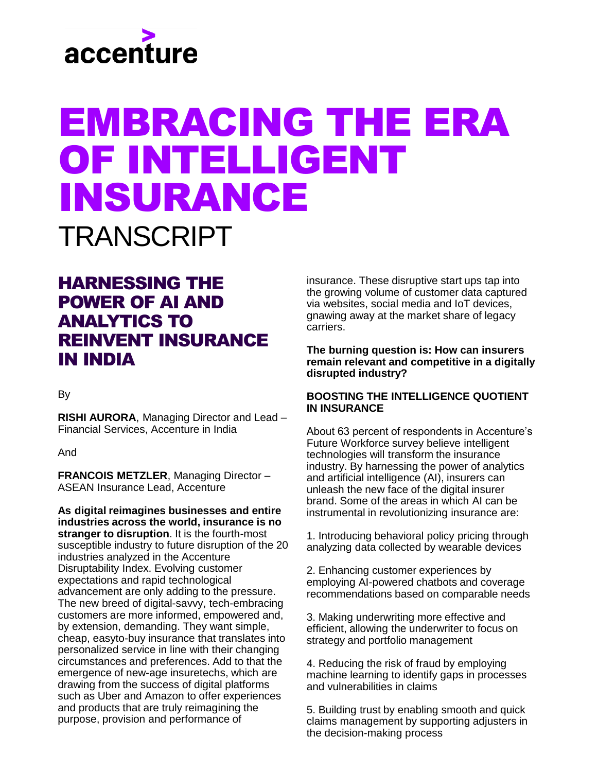accenture

# EMBRACING THE ERA OF INTELLIGENT INSURANCE

TRANSCRIPT

## HARNESSING THE POWER OF AI AND ANALYTICS TO REINVENT INSURANCE IN INDIA

By

**RISHI AURORA**, Managing Director and Lead – Financial Services, Accenture in India

And

**FRANCOIS METZLER**, Managing Director – ASEAN Insurance Lead, Accenture

**As digital reimagines businesses and entire industries across the world, insurance is no stranger to disruption**. It is the fourth-most susceptible industry to future disruption of the 20 industries analyzed in the Accenture Disruptability Index. Evolving customer expectations and rapid technological advancement are only adding to the pressure. The new breed of digital-savvy, tech-embracing customers are more informed, empowered and, by extension, demanding. They want simple, cheap, easyto-buy insurance that translates into personalized service in line with their changing circumstances and preferences. Add to that the emergence of new-age insuretechs, which are drawing from the success of digital platforms such as Uber and Amazon to offer experiences and products that are truly reimagining the purpose, provision and performance of insurance. These disruptive start ups tap into the growing volume of customer data captured via websites, social media and IoT devices, gnawing away at the market share of legacy carriers.

**The burning question is: How can insurers remain relevant and competitive in a digitally disrupted industry?**

### BOOSTING THE INTELLIGENCE QUOTIENT IN INSURANCE

About 63 percent of respondents in Accenture's Future Workforce survey believe intelligent technologies will transform the insurance industry. By harnessing the power of analytics and artificial intelligence (AI), insurers can unleash the new face of the digital insurer brand. Some of the areas in which AI can be instrumental in revolutionizing insurance are:

1. Introducing behavioral policy pricing through analyzing data collected by wearable devices

2. Enhancing customer experiences by employing AI-powered chatbots and coverage recommendations based on comparable needs

3. Making underwriting more effective and efficient, allowing the underwriter to focus on strategy and portfolio management

4. Reducing the risk of fraud by employing machine learning to identify gaps in processes and vulnerabilities in claims

5. Building trust by enabling smooth and quick claims management by supporting adjusters in the decision-making process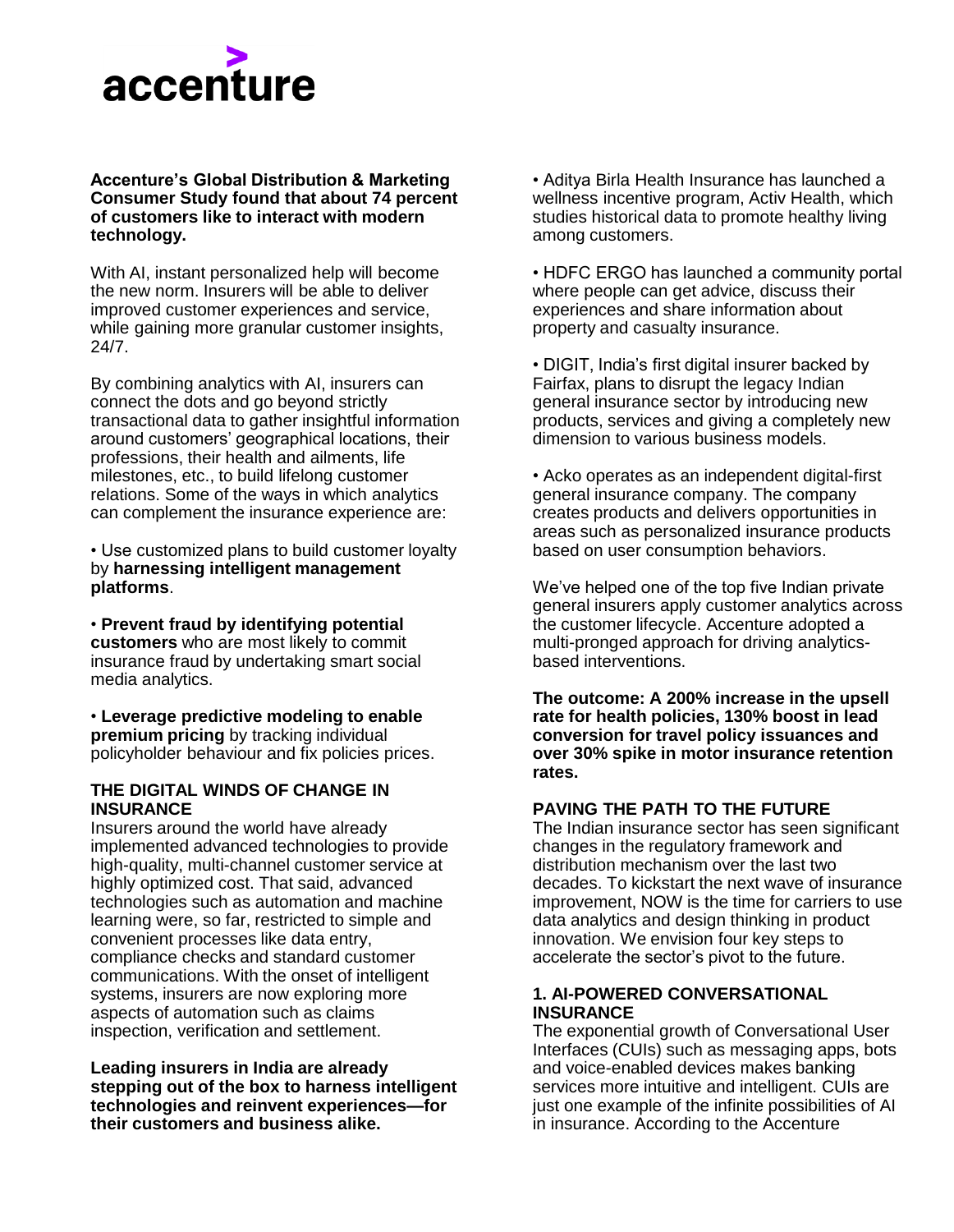**Accenture's Global Distribution & Marketing Consumer Study found that about 74 percent of customers like to interact with modern technology.**

With AI, instant personalized help will become the new norm. Insurers will be able to deliver improved customer experiences and service, while gaining more granular customer insights, 24/7.

By combining analytics with AI, insurers can connect the dots and go beyond strictly transactional data to gather insightful information around customers' geographical locations, their professions, their health and ailments, life milestones, etc., to build lifelong customer relations. Some of the ways in which analytics can complement the insurance experience are:

- Use customized plans to build customer loyalty by **harnessing intelligent management platforms**.
- **Prevent fraud by identifying potential customers** who are most likely to commit insurance fraud by undertaking smart social media analytics.
- **Leverage predictive modeling to enable premium pricing** by tracking individual policyholder behaviour and fix policies prices.

## THE DIGITAL WINDS OF CHANGE IN INSURANCE

Insurers around the world have already implemented advanced technologies to provide high-quality, multi-channel customer service at highly optimized cost. That said, advanced technologies such as automation and machine learning were, so far, restricted to simple and convenient processes like data entry, compliance checks and standard customer communications. With the onset of intelligent systems, insurers are now exploring more aspects of automation such as claims inspection, verification and settlement.

**Leading insurers in India are already stepping out of the box to harness intelligent technologies and reinvent experiences—for their customers and business alike.**

- Aditya Birla Health Insurance has launched a wellness incentive program, Activ Health, which studies historical data to promote healthy living among customers.
- HDFC ERGO has launched a community portal where people can get advice, discuss their experiences and share information about property and casualty insurance.
- DIGIT, India's first digital insurer backed by Fairfax, plans to disrupt the legacy Indian general insurance sector by introducing new products, services and giving a completely new dimension to various business models.
- Acko operates as an independent digital-first general insurance company. The company creates products and delivers opportunities in areas such as personalized insurance products based on user consumption behaviors.

We've helped one of the top five Indian private general insurers apply customer analytics across the customer lifecycle. Accenture adopted a multi-pronged approach for driving analytics-based interventions.

**The outcome: A 200% increase in the upsell rate for health policies, 130% boost in lead conversion for travel policy issuances and over 30% spike in motor insurance retention rates.**

## PAVING THE PATH TO THE FUTURE

The Indian insurance sector has seen significant changes in the regulatory framework and distribution mechanism over the last two decades. To kickstart the next wave of insurance improvement, NOW is the time for carriers to use data analytics and design thinking in product innovation. We envision four key steps to accelerate the sector's pivot to the future.

### 1. AI-POWERED CONVERSATIONAL INSURANCE

The exponential growth of Conversational User Interfaces (CUIs) such as messaging apps, bots and voice-enabled devices makes banking services more intuitive and intelligent. CUIs are just one example of the infinite possibilities of AI in insurance. According to the Accenture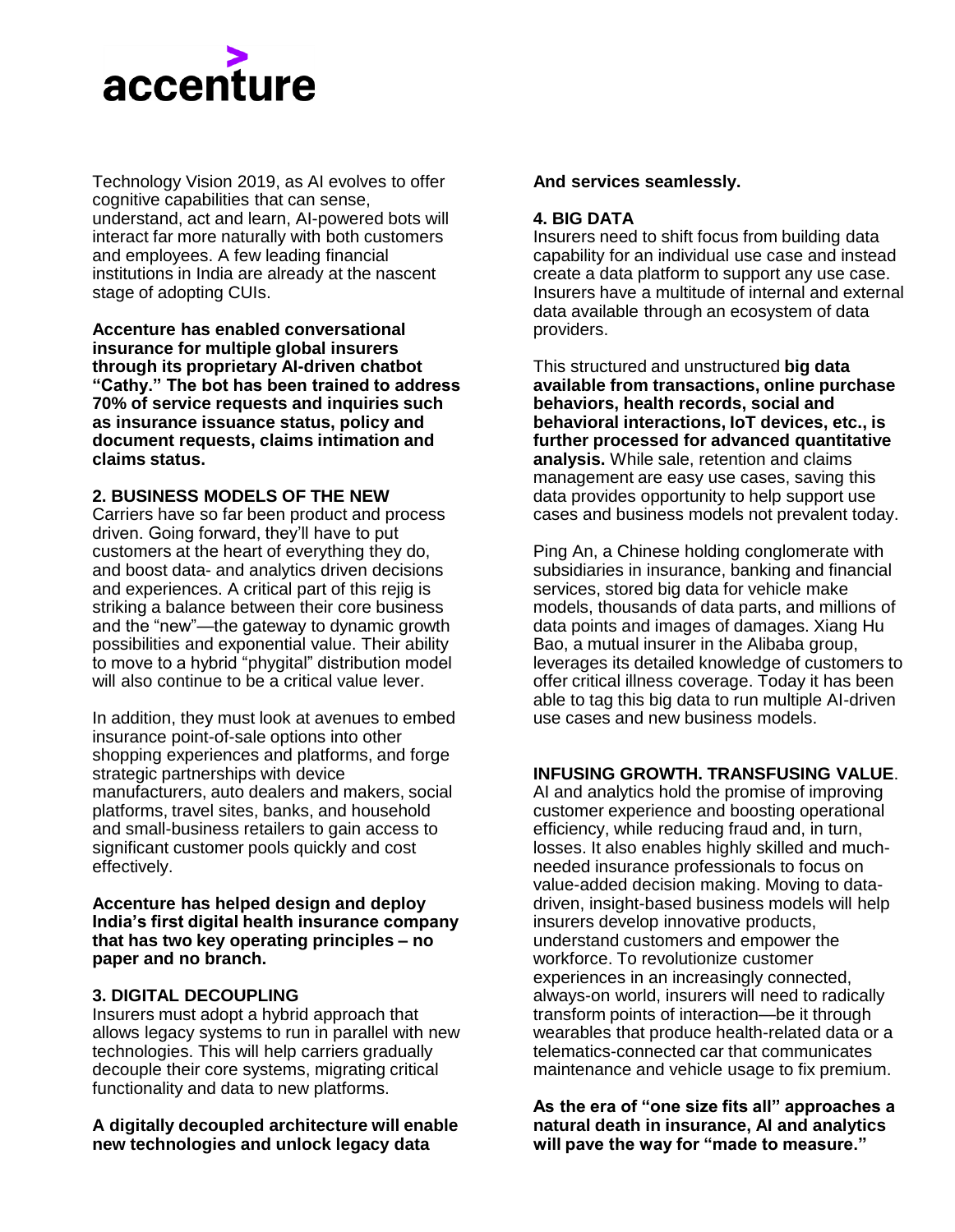Technology Vision 2019, as AI evolves to offer cognitive capabilities that can sense, understand, act and learn, AI-powered bots will interact far more naturally with both customers and employees. A few leading financial institutions in India are already at the nascent stage of adopting CUIs.

**Accenture has enabled conversational insurance for multiple global insurers through its proprietary AI-driven chatbot "Cathy." The bot has been trained to address 70% of service requests and inquiries such as insurance issuance status, policy and document requests, claims intimation and claims status.**

### 2. BUSINESS MODELS OF THE NEW

Carriers have so far been product and process driven. Going forward, they'll have to put customers at the heart of everything they do, and boost data- and analytics driven decisions and experiences. A critical part of this rejig is striking a balance between their core business and the "new"—the gateway to dynamic growth possibilities and exponential value. Their ability to move to a hybrid "phygital" distribution model will also continue to be a critical value lever.

In addition, they must look at avenues to embed insurance point-of-sale options into other shopping experiences and platforms, and forge strategic partnerships with device manufacturers, auto dealers and makers, social platforms, travel sites, banks, and household and small-business retailers to gain access to significant customer pools quickly and cost effectively.

**Accenture has helped design and deploy India's first digital health insurance company that has two key operating principles – no paper and no branch.**

### 3. DIGITAL DECOUPLING

Insurers must adopt a hybrid approach that allows legacy systems to run in parallel with new technologies. This will help carriers gradually decouple their core systems, migrating critical functionality and data to new platforms.

**A digitally decoupled architecture will enable new technologies and unlock legacy data And services seamlessly.**

### 4. BIG DATA

Insurers need to shift focus from building data capability for an individual use case and instead create a data platform to support any use case. Insurers have a multitude of internal and external data available through an ecosystem of data providers.

This structured and unstructured **big data available from transactions, online purchase behaviors, health records, social and behavioral interactions, IoT devices, etc., is further processed for advanced quantitative analysis.** While sale, retention and claims management are easy use cases, saving this data provides opportunity to help support use cases and business models not prevalent today.

Ping An, a Chinese holding conglomerate with subsidiaries in insurance, banking and financial services, stored big data for vehicle make models, thousands of data parts, and millions of data points and images of damages. Xiang Hu Bao, a mutual insurer in the Alibaba group, leverages its detailed knowledge of customers to offer critical illness coverage. Today it has been able to tag this big data to run multiple AI-driven use cases and new business models.

### INFUSING GROWTH. TRANSFUSING VALUE.

AI and analytics hold the promise of improving customer experience and boosting operational efficiency, while reducing fraud and, in turn, losses. It also enables highly skilled and much-needed insurance professionals to focus on value-added decision making. Moving to data-driven, insight-based business models will help insurers develop innovative products, understand customers and empower the workforce. To revolutionize customer experiences in an increasingly connected, always-on world, insurers will need to radically transform points of interaction—be it through wearables that produce health-related data or a telematics-connected car that communicates maintenance and vehicle usage to fix premium.

**As the era of "one size fits all" approaches a natural death in insurance, AI and analytics will pave the way for "made to measure."**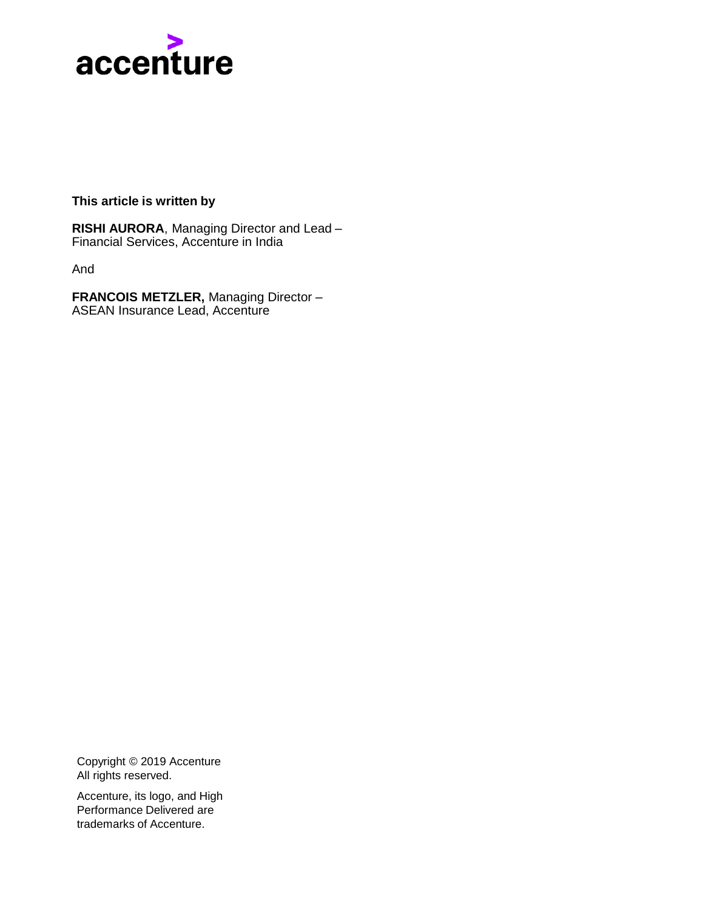**This article is written by**

**RISHI AURORA**, Managing Director and Lead – Financial Services, Accenture in India

And

**FRANCOIS METZLER,** Managing Director – ASEAN Insurance Lead, Accenture

Copyright © 2019 Accenture
All rights reserved.

Accenture, its logo, and High Performance Delivered are trademarks of Accenture.